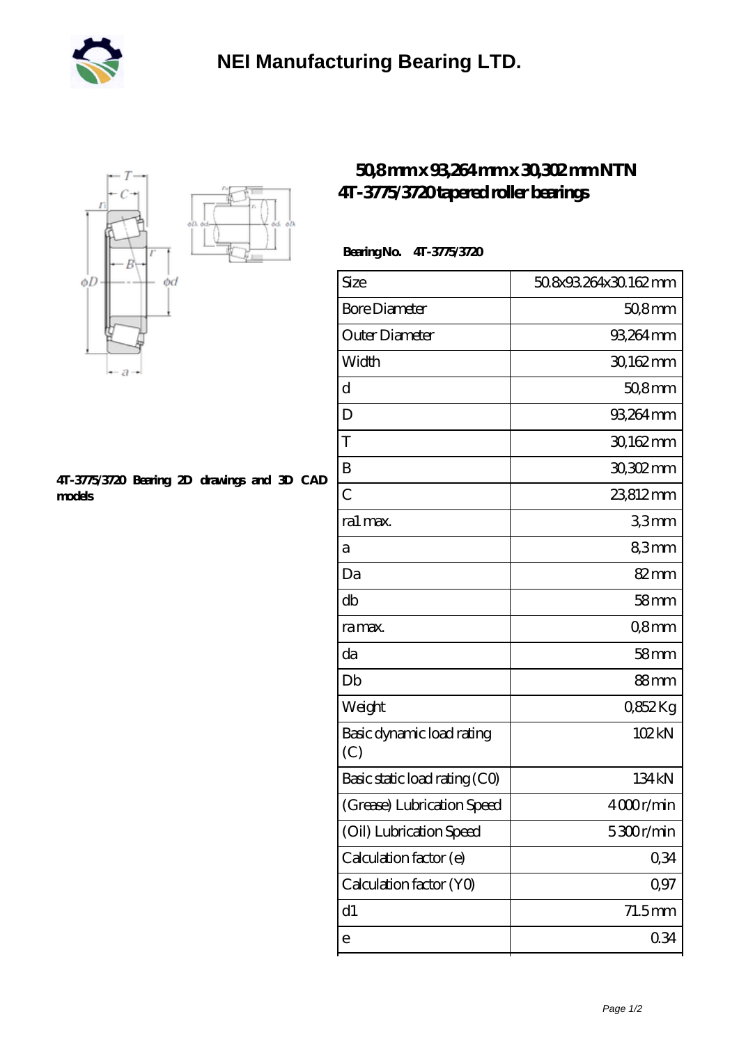# NEI Manufacturing Bearing LTD.

## 50,8 mm x 93,264 mm x 30,302 mm NTN 4T-3775/3720 tapered roller bearings

4T-3775/3720 Bearing 2D drawings and 3D CAD models

**Bearing No.** 4T-3775/3720

| Size | 50.8x93.264x30.162 mm |
|---|---|
| Bore Diameter | 50,8 mm |
| Outer Diameter | 93,264 mm |
| Width | 30,162 mm |
| d | 50,8 mm |
| D | 93,264 mm |
| T | 30,162 mm |
| B | 30,302 mm |
| C | 23,812 mm |
| ra1 max. | 3,3 mm |
| a | 8,3 mm |
| Da | 82 mm |
| db | 58 mm |
| ra max. | 0,8 mm |
| da | 58 mm |
| Db | 88 mm |
| Weight | 0,852 Kg |
| Basic dynamic load rating (C) | 102 kN |
| Basic static load rating (C0) | 134 kN |
| (Grease) Lubrication Speed | 4 000 r/min |
| (Oil) Lubrication Speed | 5 300 r/min |
| Calculation factor (e) | 0,34 |
| Calculation factor (Y0) | 0,97 |
| d1 | 71.5 mm |
| e | 0.34 |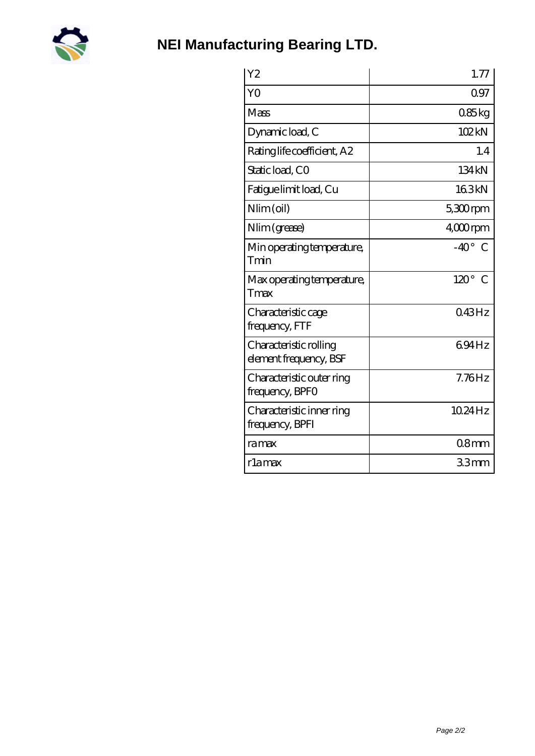# NEI Manufacturing Bearing LTD.

| | |
|---|---|
| Y2 | 1.77 |
| Y0 | 0.97 |
| Mass | 0.85 kg |
| Dynamic load, C | 102 kN |
| Rating life coefficient, A2 | 1.4 |
| Static load, C0 | 134 kN |
| Fatigue limit load, Cu | 16.3 kN |
| Nlim (oil) | 5,300 rpm |
| Nlim (grease) | 4,000 rpm |
| Min operating temperature, Tmin | -40 ° C |
| Max operating temperature, Tmax | 120 ° C |
| Characteristic cage frequency, FTF | 0.43 Hz |
| Characteristic rolling element frequency, BSF | 6.94 Hz |
| Characteristic outer ring frequency, BPFO | 7.76 Hz |
| Characteristic inner ring frequency, BPFI | 10.24 Hz |
| ra max | 0.8 mm |
| r1a max | 3.3 mm |